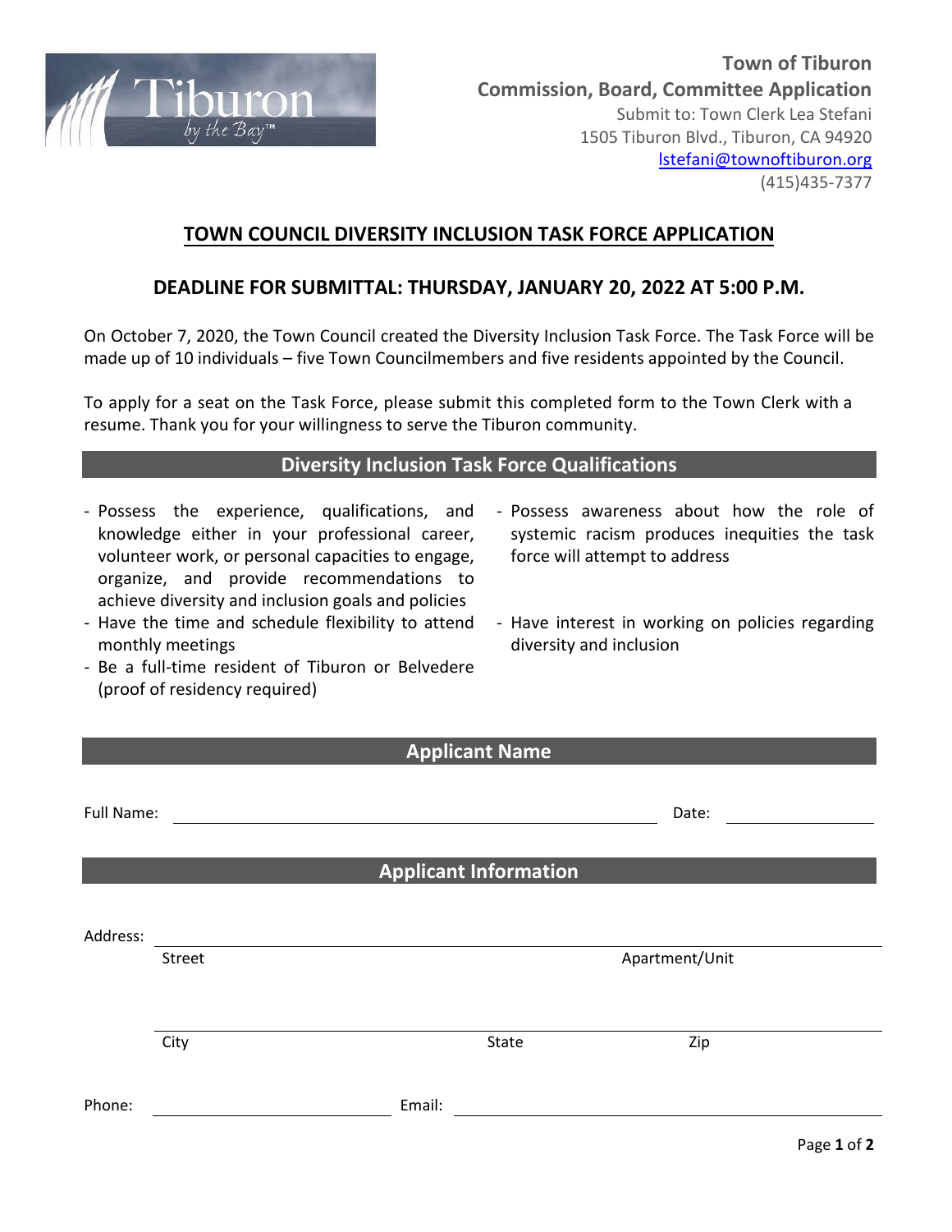**Town of Tiburon**
**Commission, Board, Committee Application**
Submit to: Town Clerk Lea Stefani
1505 Tiburon Blvd., Tiburon, CA 94920
lstefani@townoftiburon.org
(415)435-7377

# TOWN COUNCIL DIVERSITY INCLUSION TASK FORCE APPLICATION

## DEADLINE FOR SUBMITTAL: THURSDAY, JANUARY 20, 2022 AT 5:00 P.M.

On October 7, 2020, the Town Council created the Diversity Inclusion Task Force. The Task Force will be made up of 10 individuals – five Town Councilmembers and five residents appointed by the Council.

To apply for a seat on the Task Force, please submit this completed form to the Town Clerk with a resume. Thank you for your willingness to serve the Tiburon community.

## Diversity Inclusion Task Force Qualifications

- Possess the experience, qualifications, and knowledge either in your professional career, volunteer work, or personal capacities to engage, organize, and provide recommendations to achieve diversity and inclusion goals and policies
- Have the time and schedule flexibility to attend monthly meetings
- Be a full-time resident of Tiburon or Belvedere (proof of residency required)
- Possess awareness about how the role of systemic racism produces inequities the task force will attempt to address
- Have interest in working on policies regarding diversity and inclusion

## Applicant Name

Full Name: ______________________________ Date: ______________

## Applicant Information

Address: ____________________________________________
Street Apartment/Unit

____________________________________________
City State Zip

Phone: ______________________ Email: ______________________________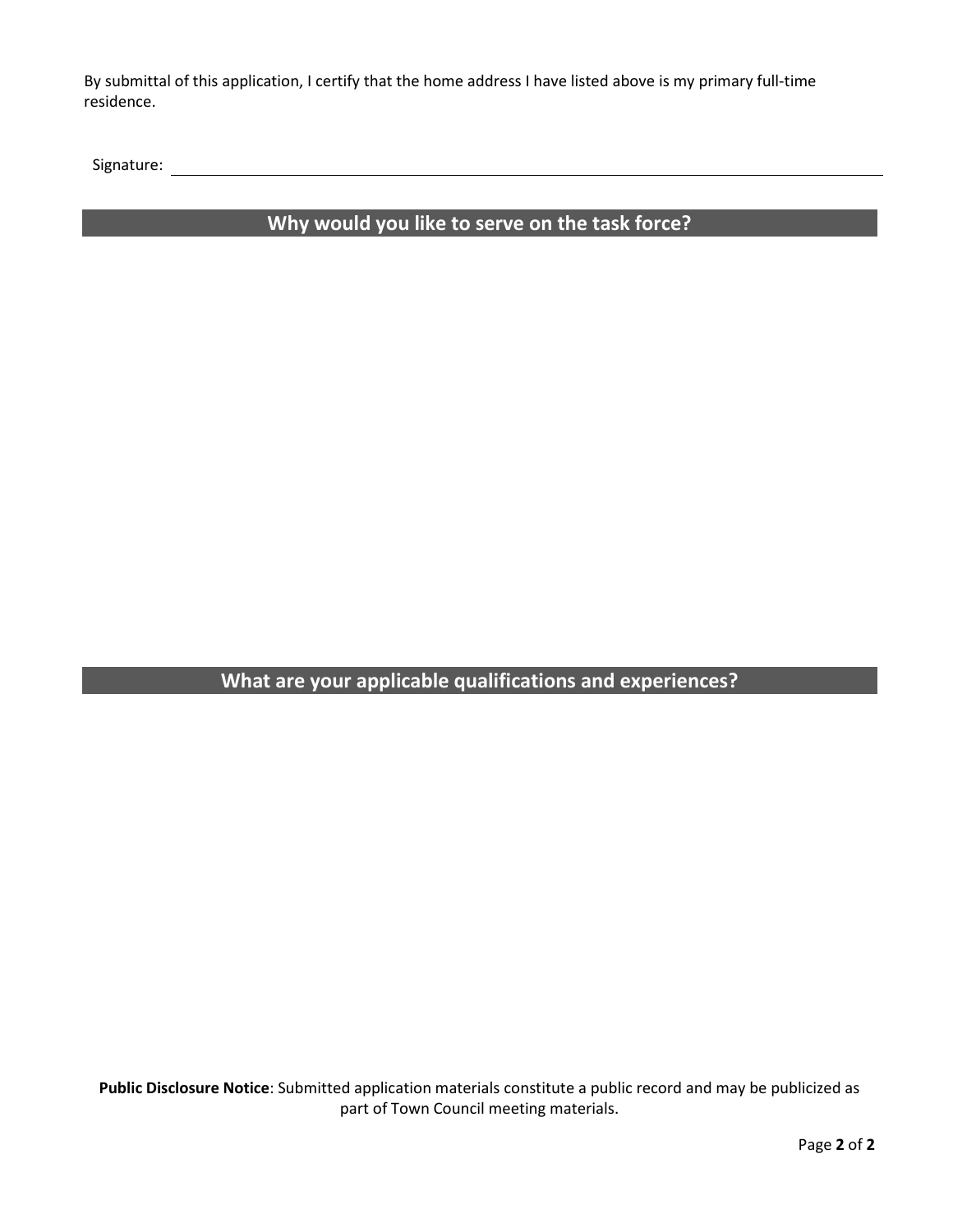By submittal of this application, I certify that the home address I have listed above is my primary full-time residence.

Signature: \_\_\_\_\_\_\_\_\_\_\_\_\_\_\_\_\_\_\_\_\_\_\_\_\_\_\_\_\_\_\_\_\_\_\_\_\_\_\_\_

## Why would you like to serve on the task force?

## What are your applicable qualifications and experiences?

**Public Disclosure Notice**: Submitted application materials constitute a public record and may be publicized as part of Town Council meeting materials.